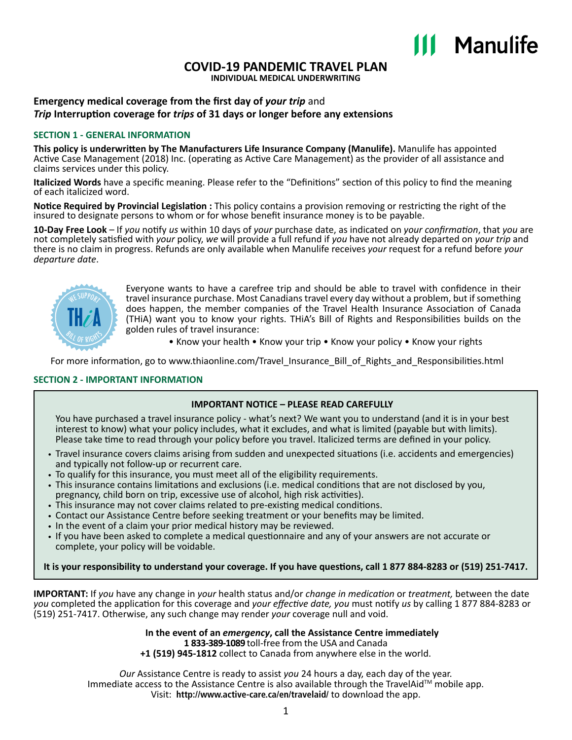# COVID-19 PANDEMIC TRAVEL PLAN

**INDIVIDUAL MEDICAL UNDERWRITING**

**Emergency medical coverage from the first day of *your trip* and**
***Trip* Interruption coverage for *trips* of 31 days or longer before any extensions**

## SECTION 1 - GENERAL INFORMATION

**This policy is underwritten by The Manufacturers Life Insurance Company (Manulife).** Manulife has appointed Active Case Management (2018) Inc. (operating as Active Care Management) as the provider of all assistance and claims services under this policy.

**Italicized Words** have a specific meaning. Please refer to the "Definitions" section of this policy to find the meaning of each italicized word.

**Notice Required by Provincial Legislation :** This policy contains a provision removing or restricting the right of the insured to designate persons to whom or for whose benefit insurance money is to be payable.

**10-Day Free Look** – If *you* notify *us* within 10 days of *your* purchase date, as indicated on *your confirmation*, that *you* are not completely satisfied with *your* policy, *we* will provide a full refund if *you* have not already departed on *your trip* and there is no claim in progress. Refunds are only available when Manulife receives *your* request for a refund before *your departure date*.

Everyone wants to have a carefree trip and should be able to travel with confidence in their travel insurance purchase. Most Canadians travel every day without a problem, but if something does happen, the member companies of the Travel Health Insurance Association of Canada (THiA) want you to know your rights. THiA's Bill of Rights and Responsibilities builds on the golden rules of travel insurance:

• Know your health • Know your trip • Know your policy • Know your rights

For more information, go to www.thiaonline.com/Travel_Insurance_Bill_of_Rights_and_Responsibilities.html

## SECTION 2 - IMPORTANT INFORMATION

**IMPORTANT NOTICE – PLEASE READ CAREFULLY**

You have purchased a travel insurance policy - what's next? We want you to understand (and it is in your best interest to know) what your policy includes, what it excludes, and what is limited (payable but with limits). Please take time to read through your policy before you travel. Italicized terms are defined in your policy.

- Travel insurance covers claims arising from sudden and unexpected situations (i.e. accidents and emergencies) and typically not follow-up or recurrent care.
- To qualify for this insurance, you must meet all of the eligibility requirements.
- This insurance contains limitations and exclusions (i.e. medical conditions that are not disclosed by you, pregnancy, child born on trip, excessive use of alcohol, high risk activities).
- This insurance may not cover claims related to pre-existing medical conditions.
- Contact our Assistance Centre before seeking treatment or your benefits may be limited.
- In the event of a claim your prior medical history may be reviewed.
- If you have been asked to complete a medical questionnaire and any of your answers are not accurate or complete, your policy will be voidable.

**It is your responsibility to understand your coverage. If you have questions, call 1 877 884-8283 or (519) 251-7417.**

**IMPORTANT:** If *you* have any change in *your* health status and/or *change in medication* or *treatment,* between the date *you* completed the application for this coverage and *your effective date, you* must notify *us* by calling 1 877 884-8283 or (519) 251-7417. Otherwise, any such change may render *your* coverage null and void.

**In the event of an *emergency*, call the Assistance Centre immediately**
**1 833-389-1089** toll-free from the USA and Canada
**+1 (519) 945-1812** collect to Canada from anywhere else in the world.

*Our* Assistance Centre is ready to assist *you* 24 hours a day, each day of the year.
Immediate access to the Assistance Centre is also available through the TravelAid™ mobile app.
Visit: **http://www.active-care.ca/en/travelaid/** to download the app.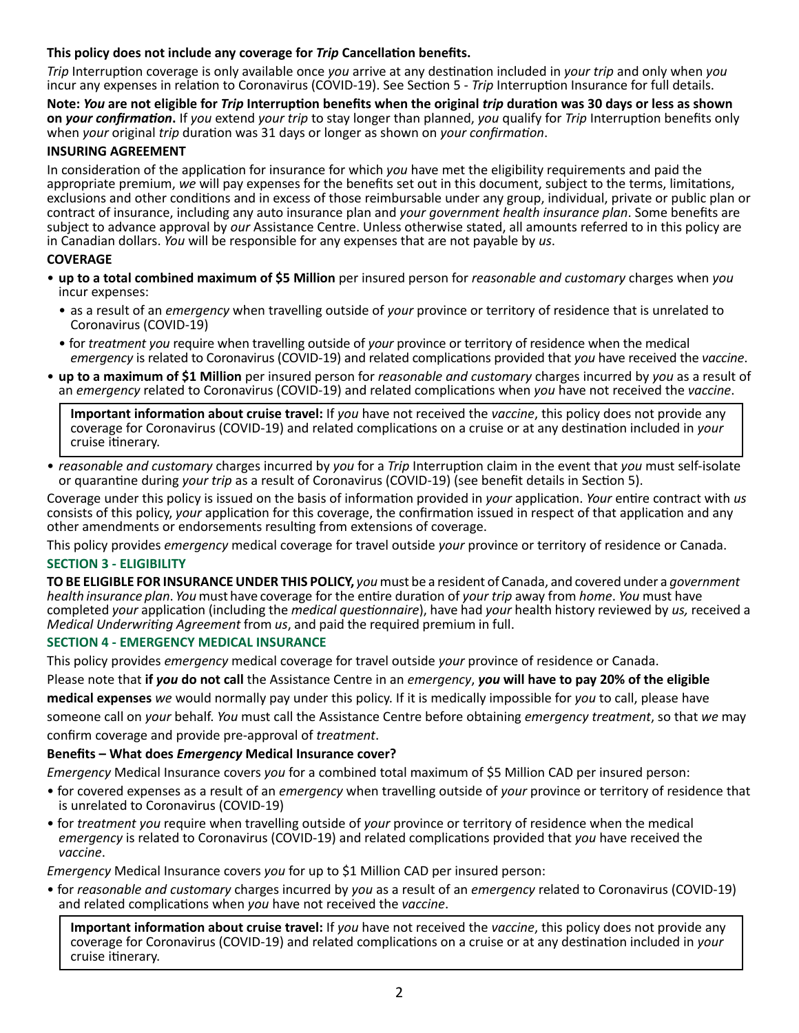**This policy does not include any coverage for *Trip* Cancellation benefits.**

*Trip* Interruption coverage is only available once *you* arrive at any destination included in *your trip* and only when *you* incur any expenses in relation to Coronavirus (COVID-19). See Section 5 - *Trip* Interruption Insurance for full details.

**Note: *You* are not eligible for *Trip* Interruption benefits when the original *trip* duration was 30 days or less as shown on *your confirmation*.** If *you* extend *your trip* to stay longer than planned, *you* qualify for *Trip* Interruption benefits only when *your* original *trip* duration was 31 days or longer as shown on *your confirmation*.

**INSURING AGREEMENT**

In consideration of the application for insurance for which *you* have met the eligibility requirements and paid the appropriate premium, *we* will pay expenses for the benefits set out in this document, subject to the terms, limitations, exclusions and other conditions and in excess of those reimbursable under any group, individual, private or public plan or contract of insurance, including any auto insurance plan and *your government health insurance plan*. Some benefits are subject to advance approval by *our* Assistance Centre. Unless otherwise stated, all amounts referred to in this policy are in Canadian dollars. *You* will be responsible for any expenses that are not payable by *us*.

**COVERAGE**

- **up to a total combined maximum of $5 Million** per insured person for *reasonable and customary* charges when *you* incur expenses:
  - as a result of an *emergency* when travelling outside of *your* province or territory of residence that is unrelated to Coronavirus (COVID-19)
  - for *treatment you* require when travelling outside of *your* province or territory of residence when the medical *emergency* is related to Coronavirus (COVID-19) and related complications provided that *you* have received the *vaccine*.
- **up to a maximum of $1 Million** per insured person for *reasonable and customary* charges incurred by *you* as a result of an *emergency* related to Coronavirus (COVID-19) and related complications when *you* have not received the *vaccine*.

> **Important information about cruise travel:** If *you* have not received the *vaccine*, this policy does not provide any coverage for Coronavirus (COVID-19) and related complications on a cruise or at any destination included in *your* cruise itinerary.

- *reasonable and customary* charges incurred by *you* for a *Trip* Interruption claim in the event that *you* must self-isolate or quarantine during *your trip* as a result of Coronavirus (COVID-19) (see benefit details in Section 5).

Coverage under this policy is issued on the basis of information provided in *your* application. *Your* entire contract with *us* consists of this policy, *your* application for this coverage, the confirmation issued in respect of that application and any other amendments or endorsements resulting from extensions of coverage.

This policy provides *emergency* medical coverage for travel outside *your* province or territory of residence or Canada.

## SECTION 3 - ELIGIBILITY

**TO BE ELIGIBLE FOR INSURANCE UNDER THIS POLICY,** *you* must be a resident of Canada, and covered under a *government health insurance plan*. *You* must have coverage for the entire duration of *your trip* away from *home*. *You* must have completed *your* application (including the *medical questionnaire*), have had *your* health history reviewed by *us,* received a *Medical Underwriting Agreement* from *us*, and paid the required premium in full.

## SECTION 4 - EMERGENCY MEDICAL INSURANCE

This policy provides *emergency* medical coverage for travel outside *your* province of residence or Canada.

Please note that **if *you* do not call** the Assistance Centre in an *emergency*, ***you* will have to pay 20% of the eligible medical expenses** *we* would normally pay under this policy. If it is medically impossible for *you* to call, please have someone call on *your* behalf. *You* must call the Assistance Centre before obtaining *emergency treatment*, so that *we* may confirm coverage and provide pre-approval of *treatment*.

**Benefits – What does *Emergency* Medical Insurance cover?**

*Emergency* Medical Insurance covers *you* for a combined total maximum of $5 Million CAD per insured person:

- for covered expenses as a result of an *emergency* when travelling outside of *your* province or territory of residence that is unrelated to Coronavirus (COVID-19)
- for *treatment you* require when travelling outside of *your* province or territory of residence when the medical *emergency* is related to Coronavirus (COVID-19) and related complications provided that *you* have received the *vaccine*.

*Emergency* Medical Insurance covers *you* for up to $1 Million CAD per insured person:

- for *reasonable and customary* charges incurred by *you* as a result of an *emergency* related to Coronavirus (COVID-19) and related complications when *you* have not received the *vaccine*.

> **Important information about cruise travel:** If *you* have not received the *vaccine*, this policy does not provide any coverage for Coronavirus (COVID-19) and related complications on a cruise or at any destination included in *your* cruise itinerary.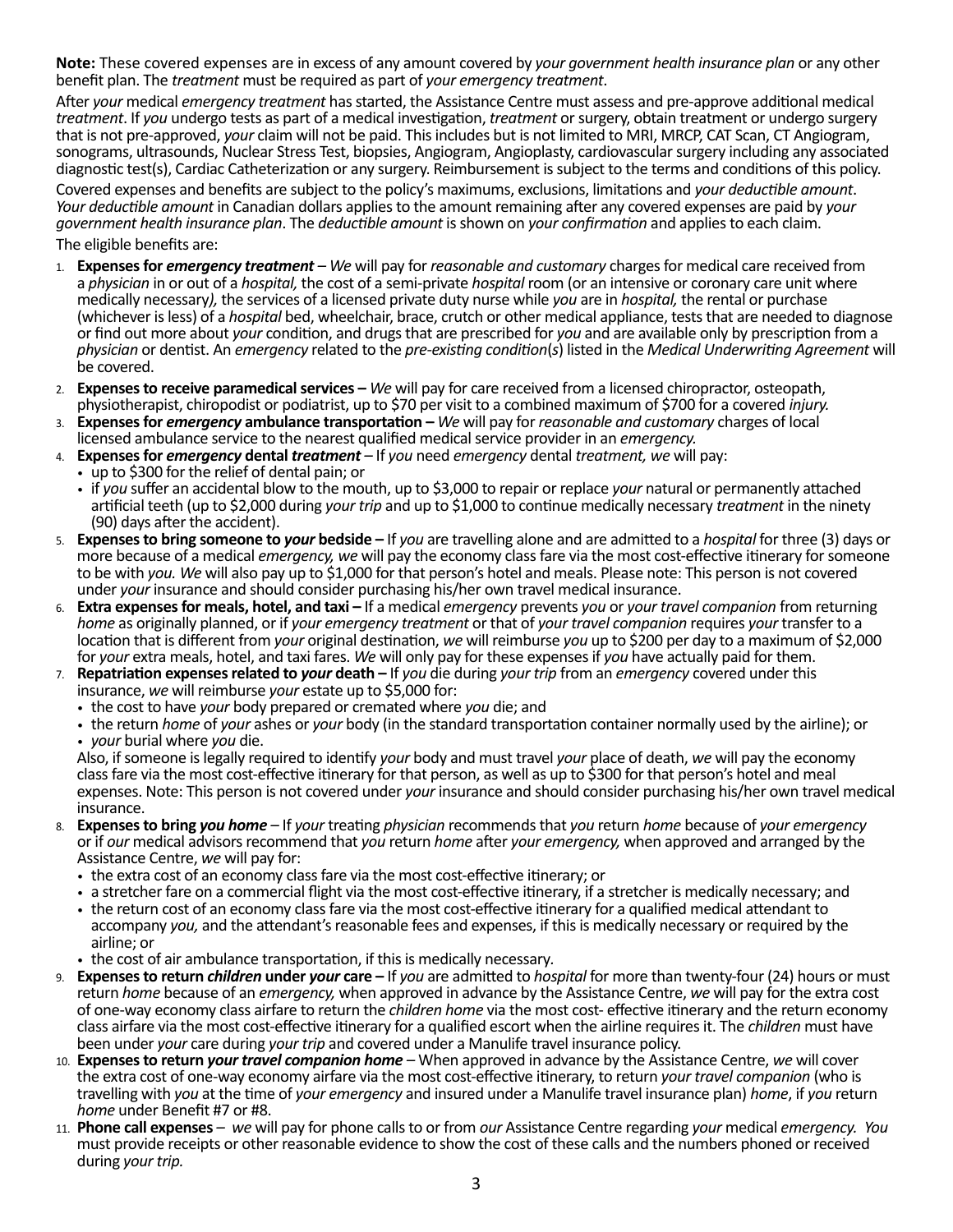**Note:** These covered expenses are in excess of any amount covered by *your government health insurance plan* or any other benefit plan. The *treatment* must be required as part of *your emergency treatment*.

After *your* medical *emergency treatment* has started, the Assistance Centre must assess and pre-approve additional medical *treatment*. If *you* undergo tests as part of a medical investigation, *treatment* or surgery, obtain treatment or undergo surgery that is not pre-approved, *your* claim will not be paid. This includes but is not limited to MRI, MRCP, CAT Scan, CT Angiogram, sonograms, ultrasounds, Nuclear Stress Test, biopsies, Angiogram, Angioplasty, cardiovascular surgery including any associated diagnostic test(s), Cardiac Catheterization or any surgery. Reimbursement is subject to the terms and conditions of this policy.

Covered expenses and benefits are subject to the policy's maximums, exclusions, limitations and *your deductible amount*. *Your deductible amount* in Canadian dollars applies to the amount remaining after any covered expenses are paid by *your government health insurance plan*. The *deductible amount* is shown on *your confirmation* and applies to each claim.

The eligible benefits are:

1. **Expenses for *emergency treatment*** – *We* will pay for *reasonable and customary* charges for medical care received from a *physician* in or out of a *hospital,* the cost of a semi-private *hospital* room (or an intensive or coronary care unit where medically necessary*)*, the services of a licensed private duty nurse while *you* are in *hospital,* the rental or purchase (whichever is less) of a *hospital* bed, wheelchair, brace, crutch or other medical appliance, tests that are needed to diagnose or find out more about *your* condition, and drugs that are prescribed for *you* and are available only by prescription from a *physician* or dentist. An *emergency* related to the *pre-existing condition*(*s*) listed in the *Medical Underwriting Agreement* will be covered.
2. **Expenses to receive paramedical services –** *We* will pay for care received from a licensed chiropractor, osteopath, physiotherapist, chiropodist or podiatrist, up to $70 per visit to a combined maximum of $700 for a covered *injury.*
3. **Expenses for *emergency* ambulance transportation –** *We* will pay for *reasonable and customary* charges of local licensed ambulance service to the nearest qualified medical service provider in an *emergency.*
4. **Expenses for *emergency* dental *treatment*** – If *you* need *emergency* dental *treatment, we* will pay:
   - up to $300 for the relief of dental pain; or
   - if *you* suffer an accidental blow to the mouth, up to $3,000 to repair or replace *your* natural or permanently attached artificial teeth (up to $2,000 during *your trip* and up to $1,000 to continue medically necessary *treatment* in the ninety (90) days after the accident).
5. **Expenses to bring someone to *your* bedside –** If *you* are travelling alone and are admitted to a *hospital* for three (3) days or more because of a medical *emergency, we* will pay the economy class fare via the most cost-effective itinerary for someone to be with *you. We* will also pay up to $1,000 for that person's hotel and meals. Please note: This person is not covered under *your* insurance and should consider purchasing his/her own travel medical insurance.
6. **Extra expenses for meals, hotel, and taxi –** If a medical *emergency* prevents *you* or *your travel companion* from returning *home* as originally planned, or if *your emergency treatment* or that of *your travel companion* requires *your* transfer to a location that is different from *your* original destination, *we* will reimburse *you* up to $200 per day to a maximum of $2,000 for *your* extra meals, hotel, and taxi fares. *We* will only pay for these expenses if *you* have actually paid for them.
7. **Repatriation expenses related to *your* death –** If *you* die during *your trip* from an *emergency* covered under this insurance, *we* will reimburse *your* estate up to $5,000 for:
   - the cost to have *your* body prepared or cremated where *you* die; and
   - the return *home* of *your* ashes or *your* body (in the standard transportation container normally used by the airline); or
   - *your* burial where *you* die.

   Also, if someone is legally required to identify *your* body and must travel *your* place of death, *we* will pay the economy class fare via the most cost-effective itinerary for that person, as well as up to $300 for that person's hotel and meal expenses. Note: This person is not covered under *your* insurance and should consider purchasing his/her own travel medical insurance.
8. **Expenses to bring *you home*** – If *your* treating *physician* recommends that *you* return *home* because of *your emergency* or if *our* medical advisors recommend that *you* return *home* after *your emergency,* when approved and arranged by the Assistance Centre, *we* will pay for:
   - the extra cost of an economy class fare via the most cost-effective itinerary; or
   - a stretcher fare on a commercial flight via the most cost-effective itinerary, if a stretcher is medically necessary; and
   - the return cost of an economy class fare via the most cost-effective itinerary for a qualified medical attendant to accompany *you,* and the attendant's reasonable fees and expenses, if this is medically necessary or required by the airline; or
   - the cost of air ambulance transportation, if this is medically necessary.
9. **Expenses to return *children* under *your* care –** If *you* are admitted to *hospital* for more than twenty-four (24) hours or must return *home* because of an *emergency,* when approved in advance by the Assistance Centre, *we* will pay for the extra cost of one-way economy class airfare to return the *children home* via the most cost- effective itinerary and the return economy class airfare via the most cost-effective itinerary for a qualified escort when the airline requires it. The *children* must have been under *your* care during *your trip* and covered under a Manulife travel insurance policy.
10. **Expenses to return *your travel companion home*** – When approved in advance by the Assistance Centre, *we* will cover the extra cost of one-way economy airfare via the most cost-effective itinerary, to return *your travel companion* (who is travelling with *you* at the time of *your emergency* and insured under a Manulife travel insurance plan) *home*, if *you* return *home* under Benefit #7 or #8.
11. **Phone call expenses** – *we* will pay for phone calls to or from *our* Assistance Centre regarding *your* medical *emergency. You* must provide receipts or other reasonable evidence to show the cost of these calls and the numbers phoned or received during *your trip.*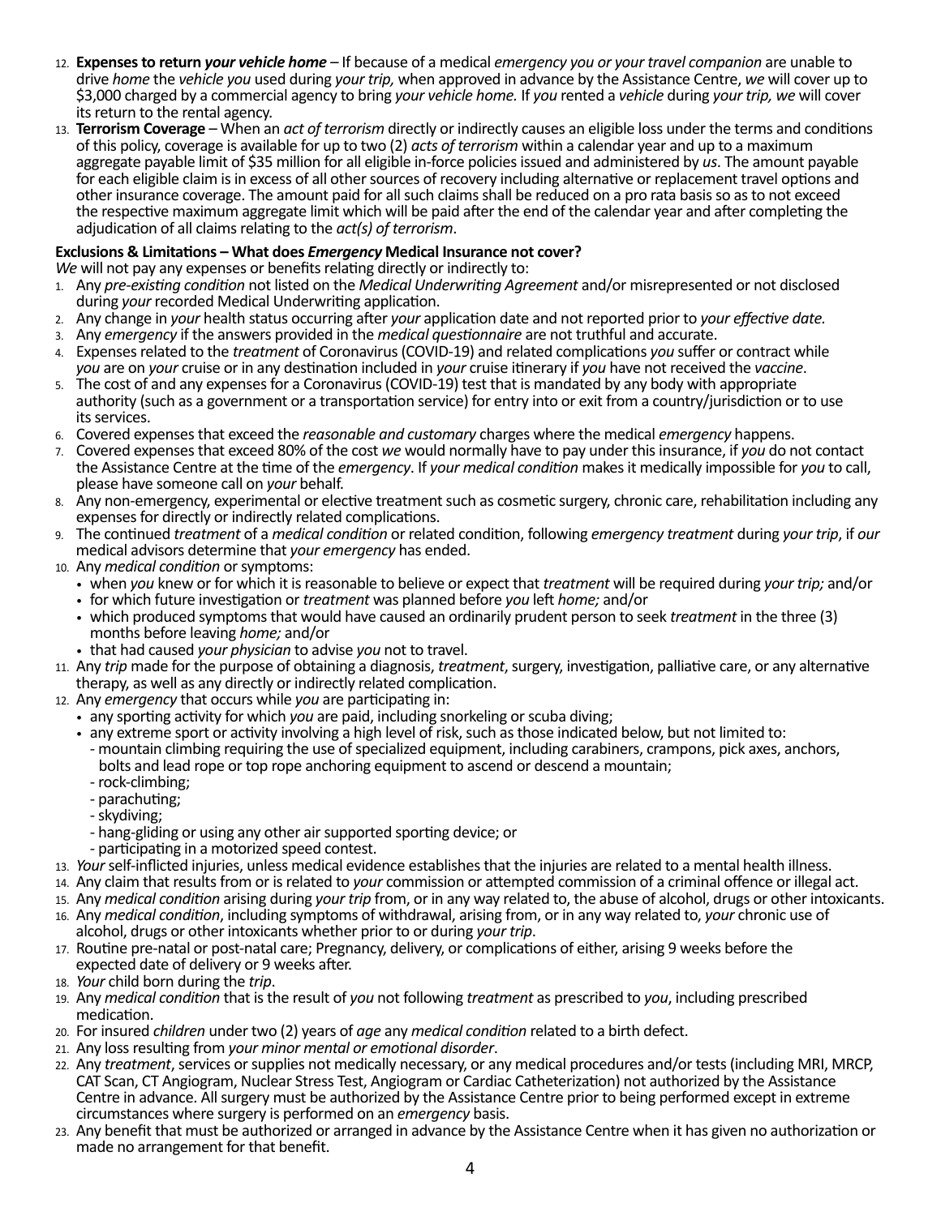12. **Expenses to return *your vehicle home*** – If because of a medical *emergency you or your travel companion* are unable to drive *home* the *vehicle you* used during *your trip,* when approved in advance by the Assistance Centre, *we* will cover up to $3,000 charged by a commercial agency to bring *your vehicle home.* If *you* rented a *vehicle* during *your trip, we* will cover its return to the rental agency.
13. **Terrorism Coverage** – When an *act of terrorism* directly or indirectly causes an eligible loss under the terms and conditions of this policy, coverage is available for up to two (2) *acts of terrorism* within a calendar year and up to a maximum aggregate payable limit of $35 million for all eligible in-force policies issued and administered by *us*. The amount payable for each eligible claim is in excess of all other sources of recovery including alternative or replacement travel options and other insurance coverage. The amount paid for all such claims shall be reduced on a pro rata basis so as to not exceed the respective maximum aggregate limit which will be paid after the end of the calendar year and after completing the adjudication of all claims relating to the *act(s) of terrorism*.

**Exclusions & Limitations – What does *Emergency* Medical Insurance not cover?**

*We* will not pay any expenses or benefits relating directly or indirectly to:

1. Any *pre-existing condition* not listed on the *Medical Underwriting Agreement* and/or misrepresented or not disclosed during *your* recorded Medical Underwriting application.
2. Any change in *your* health status occurring after *your* application date and not reported prior to *your effective date.*
3. Any *emergency* if the answers provided in the *medical questionnaire* are not truthful and accurate.
4. Expenses related to the *treatment* of Coronavirus (COVID-19) and related complications *you* suffer or contract while *you* are on *your* cruise or in any destination included in *your* cruise itinerary if *you* have not received the *vaccine*.
5. The cost of and any expenses for a Coronavirus (COVID-19) test that is mandated by any body with appropriate authority (such as a government or a transportation service) for entry into or exit from a country/jurisdiction or to use its services.
6. Covered expenses that exceed the *reasonable and customary* charges where the medical *emergency* happens.
7. Covered expenses that exceed 80% of the cost *we* would normally have to pay under this insurance, if *you* do not contact the Assistance Centre at the time of the *emergency*. If *your medical condition* makes it medically impossible for *you* to call, please have someone call on *your* behalf.
8. Any non-emergency, experimental or elective treatment such as cosmetic surgery, chronic care, rehabilitation including any expenses for directly or indirectly related complications.
9. The continued *treatment* of a *medical condition* or related condition, following *emergency treatment* during *your trip*, if *our* medical advisors determine that *your emergency* has ended.
10. Any *medical condition* or symptoms:
    - when *you* knew or for which it is reasonable to believe or expect that *treatment* will be required during *your trip;* and/or
    - for which future investigation or *treatment* was planned before *you* left *home;* and/or
    - which produced symptoms that would have caused an ordinarily prudent person to seek *treatment* in the three (3) months before leaving *home;* and/or
    - that had caused *your physician* to advise *you* not to travel.
11. Any *trip* made for the purpose of obtaining a diagnosis, *treatment*, surgery, investigation, palliative care, or any alternative therapy, as well as any directly or indirectly related complication.
12. Any *emergency* that occurs while *you* are participating in:
    - any sporting activity for which *you* are paid, including snorkeling or scuba diving;
    - any extreme sport or activity involving a high level of risk, such as those indicated below, but not limited to:
      - mountain climbing requiring the use of specialized equipment, including carabiners, crampons, pick axes, anchors, bolts and lead rope or top rope anchoring equipment to ascend or descend a mountain;
      - rock-climbing;
      - parachuting;
      - skydiving;
      - hang-gliding or using any other air supported sporting device; or
      - participating in a motorized speed contest.
13. *Your* self-inflicted injuries, unless medical evidence establishes that the injuries are related to a mental health illness.
14. Any claim that results from or is related to *your* commission or attempted commission of a criminal offence or illegal act.
15. Any *medical condition* arising during *your trip* from, or in any way related to, the abuse of alcohol, drugs or other intoxicants.
16. Any *medical condition*, including symptoms of withdrawal, arising from, or in any way related to, *your* chronic use of alcohol, drugs or other intoxicants whether prior to or during *your trip*.
17. Routine pre-natal or post-natal care; Pregnancy, delivery, or complications of either, arising 9 weeks before the expected date of delivery or 9 weeks after.
18. *Your* child born during the *trip*.
19. Any *medical condition* that is the result of *you* not following *treatment* as prescribed to *you*, including prescribed medication.
20. For insured *children* under two (2) years of *age* any *medical condition* related to a birth defect.
21. Any loss resulting from *your minor mental or emotional disorder*.
22. Any *treatment*, services or supplies not medically necessary, or any medical procedures and/or tests (including MRI, MRCP, CAT Scan, CT Angiogram, Nuclear Stress Test, Angiogram or Cardiac Catheterization) not authorized by the Assistance Centre in advance. All surgery must be authorized by the Assistance Centre prior to being performed except in extreme circumstances where surgery is performed on an *emergency* basis.
23. Any benefit that must be authorized or arranged in advance by the Assistance Centre when it has given no authorization or made no arrangement for that benefit.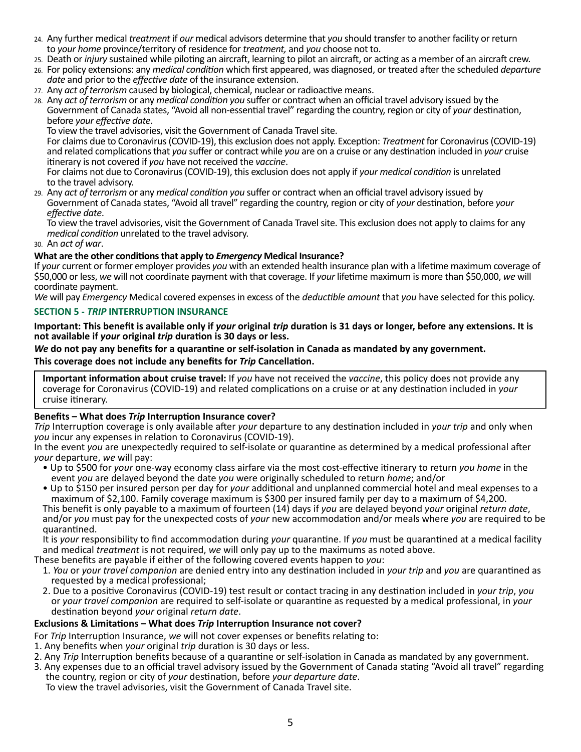24. Any further medical *treatment* if *our* medical advisors determine that *you* should transfer to another facility or return to *your home* province/territory of residence for *treatment,* and *you* choose not to.
25. Death or *injury* sustained while piloting an aircraft, learning to pilot an aircraft, or acting as a member of an aircraft crew.
26. For policy extensions: any *medical condition* which first appeared, was diagnosed, or treated after the scheduled *departure date* and prior to the *effective date* of the insurance extension.
27. Any *act of terrorism* caused by biological, chemical, nuclear or radioactive means.
28. Any *act of terrorism* or any *medical condition you* suffer or contract when an official travel advisory issued by the Government of Canada states, "Avoid all non-essential travel" regarding the country, region or city of *your* destination, before *your effective date*.
    To view the travel advisories, visit the Government of Canada Travel site.
    For claims due to Coronavirus (COVID-19), this exclusion does not apply. Exception: *Treatment* for Coronavirus (COVID-19) and related complications that *you* suffer or contract while *you* are on a cruise or any destination included in *your* cruise itinerary is not covered if *you* have not received the *vaccine*.
    For claims not due to Coronavirus (COVID-19), this exclusion does not apply if *your medical condition* is unrelated to the travel advisory.
29. Any *act of terrorism* or any *medical condition you* suffer or contract when an official travel advisory issued by Government of Canada states, "Avoid all travel" regarding the country, region or city of *your* destination, before *your effective date*.
    To view the travel advisories, visit the Government of Canada Travel site. This exclusion does not apply to claims for any *medical condition* unrelated to the travel advisory.
30. An *act of war*.

**What are the other conditions that apply to *Emergency* Medical Insurance?**

If *your* current or former employer provides *you* with an extended health insurance plan with a lifetime maximum coverage of $50,000 or less, *we* will not coordinate payment with that coverage. If *your* lifetime maximum is more than $50,000, *we* will coordinate payment.

*We* will pay *Emergency* Medical covered expenses in excess of the *deductible amount* that *you* have selected for this policy.

## SECTION 5 - *TRIP* INTERRUPTION INSURANCE

**Important: This benefit is available only if *your* original *trip* duration is 31 days or longer, before any extensions. It is not available if *your* original *trip* duration is 30 days or less.**

***We* do not pay any benefits for a quarantine or self-isolation in Canada as mandated by any government.**

**This coverage does not include any benefits for *Trip* Cancellation.**

> **Important information about cruise travel:** If *you* have not received the *vaccine*, this policy does not provide any coverage for Coronavirus (COVID-19) and related complications on a cruise or at any destination included in *your* cruise itinerary.

**Benefits – What does *Trip* Interruption Insurance cover?**

*Trip* Interruption coverage is only available after *your* departure to any destination included in *your trip* and only when *you* incur any expenses in relation to Coronavirus (COVID-19).

In the event *you* are unexpectedly required to self-isolate or quarantine as determined by a medical professional after *your* departure, *we* will pay:

- Up to $500 for *your* one-way economy class airfare via the most cost-effective itinerary to return *you home* in the event *you* are delayed beyond the date *you* were originally scheduled to return *home*; and/or
- Up to $150 per insured person per day for *your* additional and unplanned commercial hotel and meal expenses to a maximum of $2,100. Family coverage maximum is $300 per insured family per day to a maximum of $4,200.

This benefit is only payable to a maximum of fourteen (14) days if *you* are delayed beyond *your* original *return date*, and/or *you* must pay for the unexpected costs of *your* new accommodation and/or meals where *you* are required to be quarantined.

It is *your* responsibility to find accommodation during *your* quarantine. If *you* must be quarantined at a medical facility and medical *treatment* is not required, *we* will only pay up to the maximums as noted above.

These benefits are payable if either of the following covered events happen to *you*:

1. *You* or *your travel companion* are denied entry into any destination included in *your trip* and *you* are quarantined as requested by a medical professional;
2. Due to a positive Coronavirus (COVID-19) test result or contact tracing in any destination included in *your trip*, *you* or *your travel companion* are required to self-isolate or quarantine as requested by a medical professional, in *your* destination beyond *your* original *return date*.

**Exclusions & Limitations – What does *Trip* Interruption Insurance not cover?**

For *Trip* Interruption Insurance, *we* will not cover expenses or benefits relating to:

1. Any benefits when *your* original *trip* duration is 30 days or less.
2. Any *Trip* Interruption benefits because of a quarantine or self-isolation in Canada as mandated by any government.
3. Any expenses due to an official travel advisory issued by the Government of Canada stating "Avoid all travel" regarding the country, region or city of *your* destination, before *your departure date*.
   To view the travel advisories, visit the Government of Canada Travel site.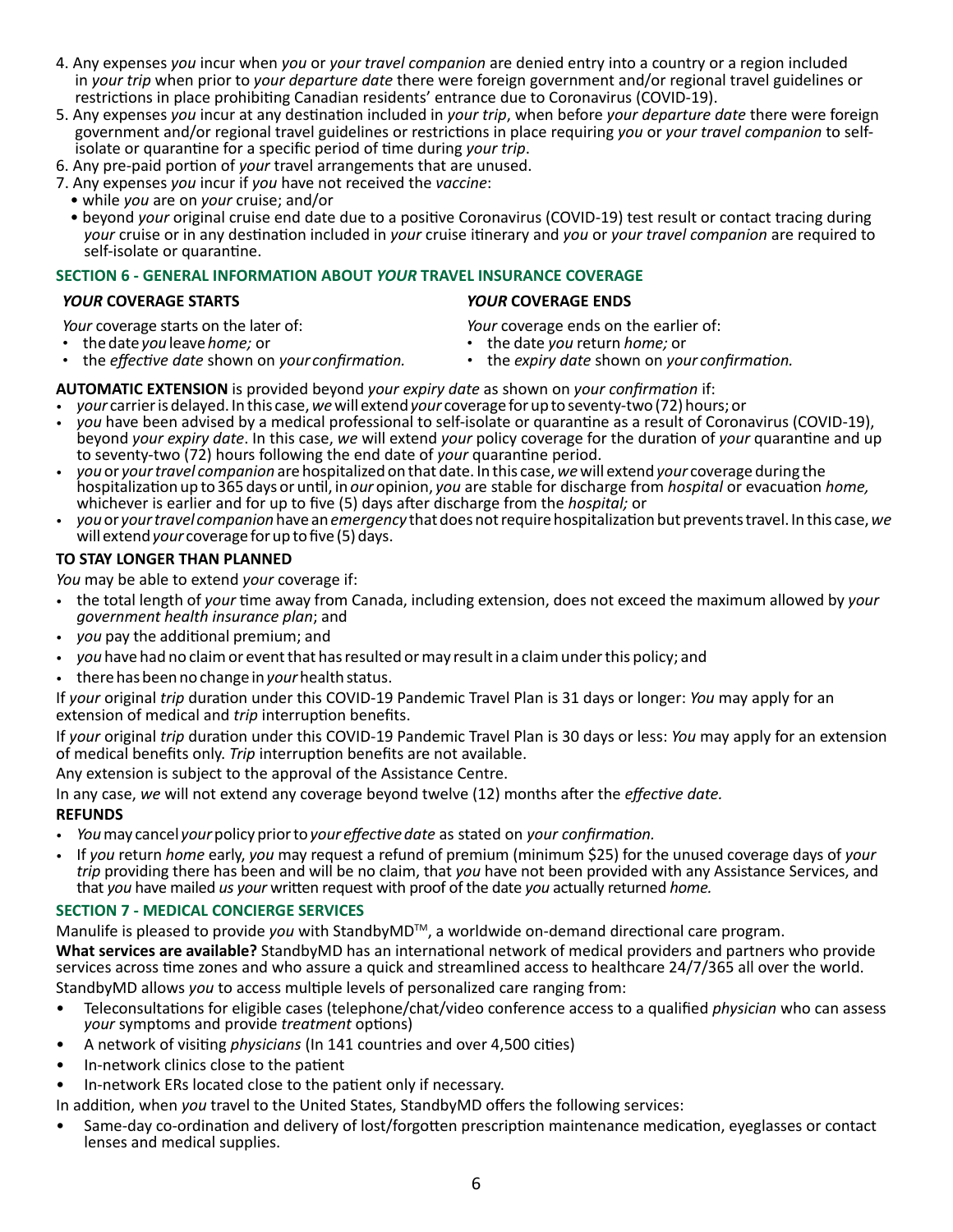4. Any expenses *you* incur when *you* or *your travel companion* are denied entry into a country or a region included in *your trip* when prior to *your departure date* there were foreign government and/or regional travel guidelines or restrictions in place prohibiting Canadian residents' entrance due to Coronavirus (COVID-19).
5. Any expenses *you* incur at any destination included in *your trip*, when before *your departure date* there were foreign government and/or regional travel guidelines or restrictions in place requiring *you* or *your travel companion* to self-isolate or quarantine for a specific period of time during *your trip*.
6. Any pre-paid portion of *your* travel arrangements that are unused.
7. Any expenses *you* incur if *you* have not received the *vaccine*:
   - while *you* are on *your* cruise; and/or
   - beyond *your* original cruise end date due to a positive Coronavirus (COVID-19) test result or contact tracing during *your* cruise or in any destination included in *your* cruise itinerary and *you* or *your travel companion* are required to self-isolate or quarantine.

## SECTION 6 - GENERAL INFORMATION ABOUT *YOUR* TRAVEL INSURANCE COVERAGE

### *YOUR* COVERAGE STARTS

*Your* coverage starts on the later of:

- the date *you* leave *home;* or
- the *effective date* shown on *your confirmation.*

### *YOUR* COVERAGE ENDS

*Your* coverage ends on the earlier of:

- the date *you* return *home;* or
- the *expiry date* shown on *your confirmation.*

**AUTOMATIC EXTENSION** is provided beyond *your expiry date* as shown on *your confirmation* if:

- *your* carrier is delayed. In this case, *we* will extend *your* coverage for up to seventy-two (72) hours; or
- *you* have been advised by a medical professional to self-isolate or quarantine as a result of Coronavirus (COVID-19), beyond *your expiry date*. In this case, *we* will extend *your* policy coverage for the duration of *your* quarantine and up to seventy-two (72) hours following the end date of *your* quarantine period.
- *you* or *your travel companion* are hospitalized on that date. In this case, *we* will extend *your* coverage during the hospitalization up to 365 days or until, in *our* opinion, *you* are stable for discharge from *hospital* or evacuation *home,* whichever is earlier and for up to five (5) days after discharge from the *hospital;* or
- *you* or *your travel companion* have an *emergency* that does not require hospitalization but prevents travel. In this case, *we* will extend *your* coverage for up to five (5) days.

### TO STAY LONGER THAN PLANNED

*You* may be able to extend *your* coverage if:

- the total length of *your* time away from Canada, including extension, does not exceed the maximum allowed by *your government health insurance plan*; and
- *you* pay the additional premium; and
- *you* have had no claim or event that has resulted or may result in a claim under this policy; and
- there has been no change in *your* health status.

If *your* original *trip* duration under this COVID-19 Pandemic Travel Plan is 31 days or longer: *You* may apply for an extension of medical and *trip* interruption benefits.

If *your* original *trip* duration under this COVID-19 Pandemic Travel Plan is 30 days or less: *You* may apply for an extension of medical benefits only. *Trip* interruption benefits are not available.

Any extension is subject to the approval of the Assistance Centre.

In any case, *we* will not extend any coverage beyond twelve (12) months after the *effective date.*

### REFUNDS

- *You* may cancel *your* policy prior to *your effective date* as stated on *your confirmation.*
- If *you* return *home* early, *you* may request a refund of premium (minimum $25) for the unused coverage days of *your trip* providing there has been and will be no claim, that *you* have not been provided with any Assistance Services, and that *you* have mailed *us your* written request with proof of the date *you* actually returned *home.*

## SECTION 7 - MEDICAL CONCIERGE SERVICES

Manulife is pleased to provide *you* with StandbyMD™, a worldwide on-demand directional care program.

**What services are available?** StandbyMD has an international network of medical providers and partners who provide services across time zones and who assure a quick and streamlined access to healthcare 24/7/365 all over the world.

StandbyMD allows *you* to access multiple levels of personalized care ranging from:

- Teleconsultations for eligible cases (telephone/chat/video conference access to a qualified *physician* who can assess *your* symptoms and provide *treatment* options)
- A network of visiting *physicians* (In 141 countries and over 4,500 cities)
- In-network clinics close to the patient
- In-network ERs located close to the patient only if necessary.

In addition, when *you* travel to the United States, StandbyMD offers the following services:

- Same-day co-ordination and delivery of lost/forgotten prescription maintenance medication, eyeglasses or contact lenses and medical supplies.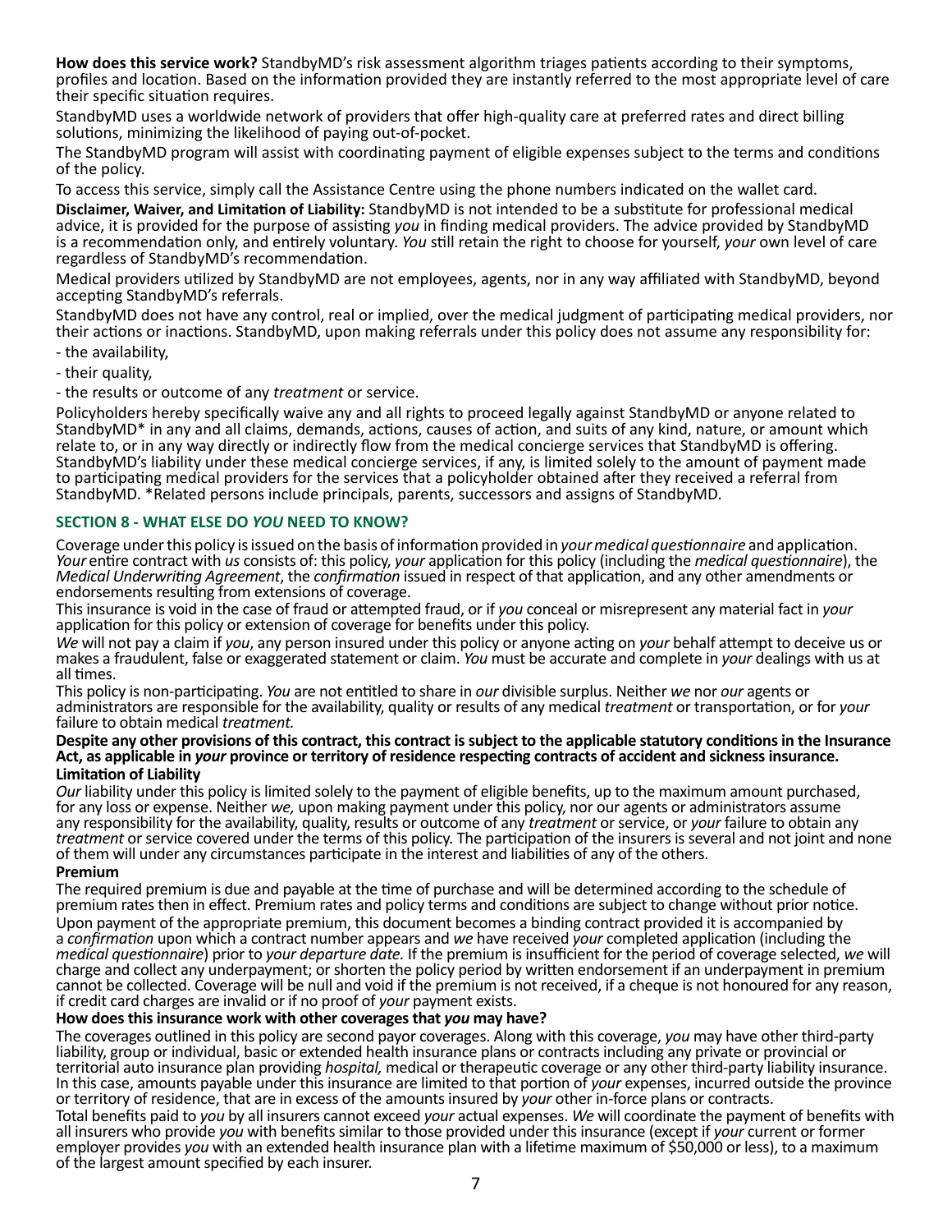**How does this service work?** StandbyMD's risk assessment algorithm triages patients according to their symptoms, profiles and location. Based on the information provided they are instantly referred to the most appropriate level of care their specific situation requires.

StandbyMD uses a worldwide network of providers that offer high-quality care at preferred rates and direct billing solutions, minimizing the likelihood of paying out-of-pocket.

The StandbyMD program will assist with coordinating payment of eligible expenses subject to the terms and conditions of the policy.

To access this service, simply call the Assistance Centre using the phone numbers indicated on the wallet card.

**Disclaimer, Waiver, and Limitation of Liability:** StandbyMD is not intended to be a substitute for professional medical advice, it is provided for the purpose of assisting *you* in finding medical providers. The advice provided by StandbyMD is a recommendation only, and entirely voluntary. *You* still retain the right to choose for yourself, *your* own level of care regardless of StandbyMD's recommendation.

Medical providers utilized by StandbyMD are not employees, agents, nor in any way affiliated with StandbyMD, beyond accepting StandbyMD's referrals.

StandbyMD does not have any control, real or implied, over the medical judgment of participating medical providers, nor their actions or inactions. StandbyMD, upon making referrals under this policy does not assume any responsibility for:

- the availability,
- their quality,
- the results or outcome of any *treatment* or service.

Policyholders hereby specifically waive any and all rights to proceed legally against StandbyMD or anyone related to StandbyMD* in any and all claims, demands, actions, causes of action, and suits of any kind, nature, or amount which relate to, or in any way directly or indirectly flow from the medical concierge services that StandbyMD is offering. StandbyMD's liability under these medical concierge services, if any, is limited solely to the amount of payment made to participating medical providers for the services that a policyholder obtained after they received a referral from StandbyMD. *Related persons include principals, parents, successors and assigns of StandbyMD.

## SECTION 8 - WHAT ELSE DO *YOU* NEED TO KNOW?

Coverage under this policy is issued on the basis of information provided in *your medical questionnaire* and application. *Your* entire contract with *us* consists of: this policy, *your* application for this policy (including the *medical questionnaire*), the *Medical Underwriting Agreement*, the *confirmation* issued in respect of that application, and any other amendments or endorsements resulting from extensions of coverage.

This insurance is void in the case of fraud or attempted fraud, or if *you* conceal or misrepresent any material fact in *your* application for this policy or extension of coverage for benefits under this policy.

*We* will not pay a claim if *you*, any person insured under this policy or anyone acting on *your* behalf attempt to deceive us or makes a fraudulent, false or exaggerated statement or claim. *You* must be accurate and complete in *your* dealings with us at all times.

This policy is non-participating. *You* are not entitled to share in *our* divisible surplus. Neither *we* nor *our* agents or administrators are responsible for the availability, quality or results of any medical *treatment* or transportation, or for *your* failure to obtain medical *treatment.*

**Despite any other provisions of this contract, this contract is subject to the applicable statutory conditions in the Insurance Act, as applicable in *your* province or territory of residence respecting contracts of accident and sickness insurance.**

**Limitation of Liability**

*Our* liability under this policy is limited solely to the payment of eligible benefits, up to the maximum amount purchased, for any loss or expense. Neither *we,* upon making payment under this policy, nor our agents or administrators assume any responsibility for the availability, quality, results or outcome of any *treatment* or service, or *your* failure to obtain any *treatment* or service covered under the terms of this policy. The participation of the insurers is several and not joint and none of them will under any circumstances participate in the interest and liabilities of any of the others.

**Premium**

The required premium is due and payable at the time of purchase and will be determined according to the schedule of premium rates then in effect. Premium rates and policy terms and conditions are subject to change without prior notice.

Upon payment of the appropriate premium, this document becomes a binding contract provided it is accompanied by a *confirmation* upon which a contract number appears and *we* have received *your* completed application (including the *medical questionnaire*) prior to *your departure date.* If the premium is insufficient for the period of coverage selected, *we* will charge and collect any underpayment; or shorten the policy period by written endorsement if an underpayment in premium cannot be collected. Coverage will be null and void if the premium is not received, if a cheque is not honoured for any reason, if credit card charges are invalid or if no proof of *your* payment exists.

**How does this insurance work with other coverages that *you* may have?**

The coverages outlined in this policy are second payor coverages. Along with this coverage, *you* may have other third-party liability, group or individual, basic or extended health insurance plans or contracts including any private or provincial or territorial auto insurance plan providing *hospital,* medical or therapeutic coverage or any other third-party liability insurance. In this case, amounts payable under this insurance are limited to that portion of *your* expenses, incurred outside the province or territory of residence, that are in excess of the amounts insured by *your* other in-force plans or contracts.

Total benefits paid to *you* by all insurers cannot exceed *your* actual expenses. *We* will coordinate the payment of benefits with all insurers who provide *you* with benefits similar to those provided under this insurance (except if *your* current or former employer provides *you* with an extended health insurance plan with a lifetime maximum of $50,000 or less), to a maximum of the largest amount specified by each insurer.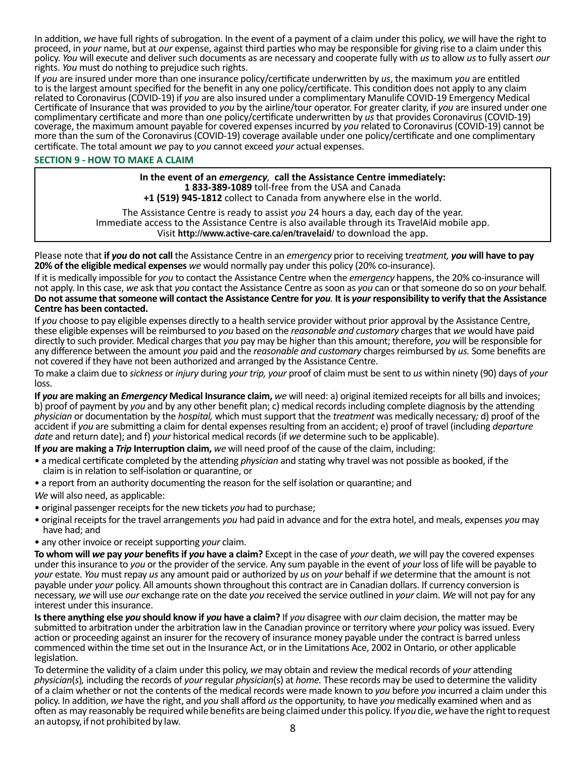In addition, *we* have full rights of subrogation. In the event of a payment of a claim under this policy, *we* will have the right to proceed, in *your* name, but at *our* expense, against third parties who may be responsible for giving rise to a claim under this policy. *You* will execute and deliver such documents as are necessary and cooperate fully with *us* to allow *us* to fully assert *our* rights. *You* must do nothing to prejudice such rights.

If *you* are insured under more than one insurance policy/certificate underwritten by *us*, the maximum *you* are entitled to is the largest amount specified for the benefit in any one policy/certificate. This condition does not apply to any claim related to Coronavirus (COVID-19) if *you* are also insured under a complimentary Manulife COVID-19 Emergency Medical Certificate of Insurance that was provided to *you* by the airline/tour operator. For greater clarity, if *you* are insured under one complimentary certificate and more than one policy/certificate underwritten by *us* that provides Coronavirus (COVID-19) coverage, the maximum amount payable for covered expenses incurred by *you* related to Coronavirus (COVID-19) cannot be more than the sum of the Coronavirus (COVID-19) coverage available under one policy/certificate and one complimentary certificate. The total amount *we* pay to *you* cannot exceed *your* actual expenses.

## SECTION 9 - HOW TO MAKE A CLAIM

**In the event of an *emergency*, call the Assistance Centre immediately:**
**1 833-389-1089** toll-free from the USA and Canada
**+1 (519) 945-1812** collect to Canada from anywhere else in the world.

The Assistance Centre is ready to assist *you* 24 hours a day, each day of the year.
Immediate access to the Assistance Centre is also available through its TravelAid mobile app.
Visit **http://www.active-care.ca/en/travelaid/** to download the app.

Please note that **if *you* do not call** the Assistance Centre in an *emergency* prior to receiving t*reatment*, ***you* will have to pay 20% of the eligible medical expenses** *we* would normally pay under this policy (20% co-insurance).

If it is medically impossible for *you* to contact the Assistance Centre when the *emergency* happens, the 20% co-insurance will not apply. In this case, *we* ask that *you* contact the Assistance Centre as soon as *you* can or that someone do so on *your* behalf. **Do not assume that someone will contact the Assistance Centre for *you*. It is *your* responsibility to verify that the Assistance Centre has been contacted.**

If *you* choose to pay eligible expenses directly to a health service provider without prior approval by the Assistance Centre, these eligible expenses will be reimbursed to *you* based on the *reasonable and customary* charges that *we* would have paid directly to such provider. Medical charges that *you* pay may be higher than this amount; therefore, *you* will be responsible for any difference between the amount *you* paid and the *reasonable and customary* charges reimbursed by *us.* Some benefits are not covered if they have not been authorized and arranged by the Assistance Centre.

To make a claim due to *sickness* or *injury* during *your trip, your* proof of claim must be sent to *us* within ninety (90) days of *your* loss.

**If *you* are making an *Emergency* Medical Insurance claim,** *we* will need: a) original itemized receipts for all bills and invoices; b) proof of payment by *you* and by any other benefit plan; c) medical records including complete diagnosis by the attending *physician* or documentation by the *hospital,* which must support that the *treatment* was medically necessary*;* d) proof of the accident if *you* are submitting a claim for dental expenses resulting from an accident; e) proof of travel (including *departure date* and return date); and f) *your* historical medical records (if *we* determine such to be applicable).

**If *you* are making a *Trip* Interruption claim,** *we* will need proof of the cause of the claim, including:

- a medical certificate completed by the attending *physician* and stating why travel was not possible as booked, if the claim is in relation to self-isolation or quarantine, or
- a report from an authority documenting the reason for the self isolation or quarantine; and

*We* will also need, as applicable:

- original passenger receipts for the new tickets *you* had to purchase;
- original receipts for the travel arrangements *you* had paid in advance and for the extra hotel, and meals, expenses *you* may have had; and
- any other invoice or receipt supporting *your* claim.

**To whom will *we* pay *your* benefits if *you* have a claim?** Except in the case of *your* death, *we* will pay the covered expenses under this insurance to *you* or the provider of the service. Any sum payable in the event of *your* loss of life will be payable to *your* estate*. You* must repay *us* any amount paid or authorized by *us* on *your* behalf if *we* determine that the amount is not payable under *your* policy. All amounts shown throughout this contract are in Canadian dollars. If currency conversion is necessary, *we* will use *our* exchange rate on the date *you* received the service outlined in *your* claim. *We* will not pay for any interest under this insurance.

**Is there anything else *you* should know if *you* have a claim?** If *you* disagree with *our* claim decision, the matter may be submitted to arbitration under the arbitration law in the Canadian province or territory where *your* policy was issued. Every action or proceeding against an insurer for the recovery of insurance money payable under the contract is barred unless commenced within the time set out in the Insurance Act, or in the Limitations Ace, 2002 in Ontario, or other applicable legislation.

To determine the validity of a claim under this policy, *we* may obtain and review the medical records of *your* attending *physician*(*s*)*,* including the records of *your* regular *physician*(s) at *home.* These records may be used to determine the validity of a claim whether or not the contents of the medical records were made known to *you* before *you* incurred a claim under this policy. In addition, *we* have the right, and *you* shall afford *us* the opportunity, to have *you* medically examined when and as often as may reasonably be required while benefits are being claimed under this policy. If *you* die, *we* have the right to request an autopsy, if not prohibited by law.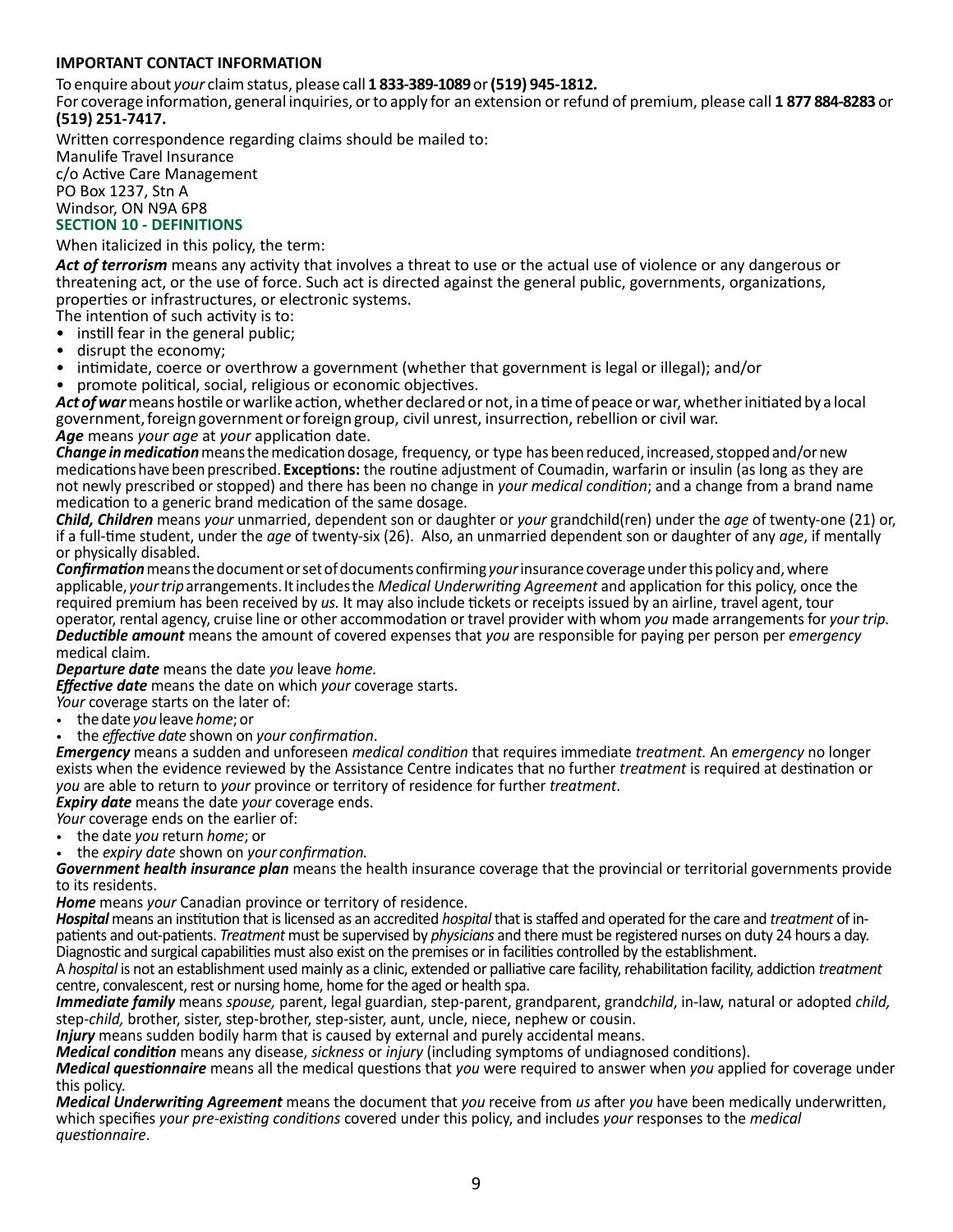**IMPORTANT CONTACT INFORMATION**

To enquire about *your* claim status, please call **1 833-389-1089** or **(519) 945-1812.**

For coverage information, general inquiries, or to apply for an extension or refund of premium, please call **1 877 884-8283** or **(519) 251-7417.**

Written correspondence regarding claims should be mailed to:
Manulife Travel Insurance
c/o Active Care Management
PO Box 1237, Stn A
Windsor, ON N9A 6P8

## SECTION 10 - DEFINITIONS

When italicized in this policy, the term:

***Act of terrorism*** means any activity that involves a threat to use or the actual use of violence or any dangerous or threatening act, or the use of force. Such act is directed against the general public, governments, organizations, properties or infrastructures, or electronic systems.
The intention of such activity is to:

- instill fear in the general public;
- disrupt the economy;
- intimidate, coerce or overthrow a government (whether that government is legal or illegal); and/or
- promote political, social, religious or economic objectives.

***Act of war*** means hostile or warlike action, whether declared or not, in a time of peace or war, whether initiated by a local government, foreign government or foreign group, civil unrest, insurrection, rebellion or civil war.

***Age*** means *your age* at *your* application date.

***Change in medication*** means the medication dosage, frequency, or type has been reduced, increased, stopped and/or new medications have been prescribed. **Exceptions:** the routine adjustment of Coumadin, warfarin or insulin (as long as they are not newly prescribed or stopped) and there has been no change in *your medical condition*; and a change from a brand name medication to a generic brand medication of the same dosage.

***Child, Children*** means *your* unmarried, dependent son or daughter or *your* grandchild(ren) under the *age* of twenty-one (21) or, if a full-time student, under the *age* of twenty-six (26). Also, an unmarried dependent son or daughter of any *age*, if mentally or physically disabled.

***Confirmation*** means the document or set of documents confirming *your* insurance coverage under this policy and, where applicable, *your trip* arrangements. It includes the *Medical Underwriting Agreement* and application for this policy, once the required premium has been received by *us.* It may also include tickets or receipts issued by an airline, travel agent, tour operator, rental agency, cruise line or other accommodation or travel provider with whom *you* made arrangements for *your trip.*

***Deductible amount*** means the amount of covered expenses that *you* are responsible for paying per person per *emergency* medical claim.

***Departure date*** means the date *you* leave *home.*

***Effective date*** means the date on which *your* coverage starts.
*Your* coverage starts on the later of:

- the date *you* leave *home*; or
- the *effective date* shown on *your confirmation*.

***Emergency*** means a sudden and unforeseen *medical condition* that requires immediate *treatment.* An *emergency* no longer exists when the evidence reviewed by the Assistance Centre indicates that no further *treatment* is required at destination or *you* are able to return to *your* province or territory of residence for further *treatment*.

***Expiry date*** means the date *your* coverage ends.
*Your* coverage ends on the earlier of:

- the date *you* return *home*; or
- the *expiry date* shown on *your confirmation.*

***Government health insurance plan*** means the health insurance coverage that the provincial or territorial governments provide to its residents.

***Home*** means *your* Canadian province or territory of residence.

***Hospital*** means an institution that is licensed as an accredited *hospital* that is staffed and operated for the care and *treatment* of in-patients and out-patients. *Treatment* must be supervised by *physicians* and there must be registered nurses on duty 24 hours a day. Diagnostic and surgical capabilities must also exist on the premises or in facilities controlled by the establishment.

A *hospital* is not an establishment used mainly as a clinic, extended or palliative care facility, rehabilitation facility, addiction *treatment* centre, convalescent, rest or nursing home, home for the aged or health spa.

***Immediate family*** means *spouse,* parent, legal guardian, step-parent, grandparent, grand*child*, in-law, natural or adopted *child,* step-*child,* brother, sister, step-brother, step-sister, aunt, uncle, niece, nephew or cousin.

***Injury*** means sudden bodily harm that is caused by external and purely accidental means.

***Medical condition*** means any disease, *sickness* or *injury* (including symptoms of undiagnosed conditions).

***Medical questionnaire*** means all the medical questions that *you* were required to answer when *you* applied for coverage under this policy.

***Medical Underwriting Agreement*** means the document that *you* receive from *us* after *you* have been medically underwritten, which specifies *your pre-existing conditions* covered under this policy, and includes *your* responses to the *medical questionnaire*.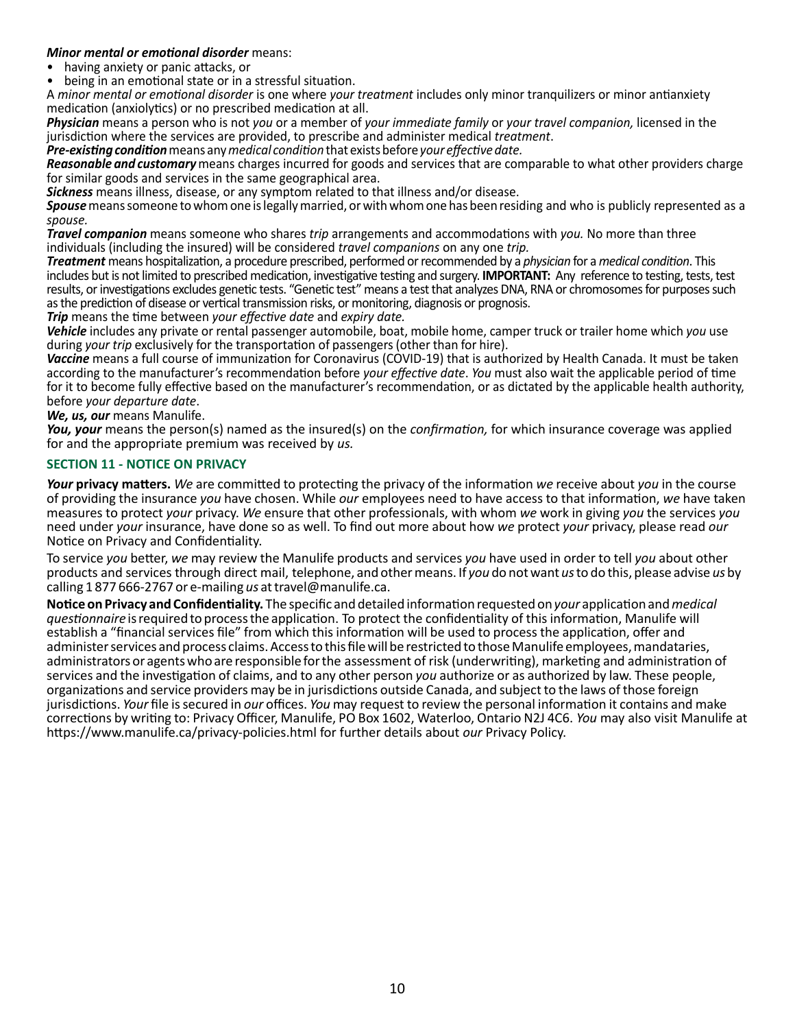***Minor mental or emotional disorder*** means:

- having anxiety or panic attacks, or
- being in an emotional state or in a stressful situation.

A *minor mental or emotional disorder* is one where *your treatment* includes only minor tranquilizers or minor antianxiety medication (anxiolytics) or no prescribed medication at all.

***Physician*** means a person who is not *you* or a member of *your immediate family* or *your travel companion,* licensed in the jurisdiction where the services are provided, to prescribe and administer medical *treatment*.

***Pre-existing condition*** means any *medical condition* that exists before *your effective date.*

***Reasonable and customary*** means charges incurred for goods and services that are comparable to what other providers charge for similar goods and services in the same geographical area.

***Sickness*** means illness, disease, or any symptom related to that illness and/or disease.

***Spouse*** means someone to whom one is legally married, or with whom one has been residing and who is publicly represented as a *spouse.*

***Travel companion*** means someone who shares *trip* arrangements and accommodations with *you.* No more than three individuals (including the insured) will be considered *travel companions* on any one *trip.*

***Treatment*** means hospitalization, a procedure prescribed, performed or recommended by a *physician* for a *medical condition*. This includes but is not limited to prescribed medication, investigative testing and surgery. **IMPORTANT:** Any reference to testing, tests, test results, or investigations excludes genetic tests. "Genetic test" means a test that analyzes DNA, RNA or chromosomes for purposes such as the prediction of disease or vertical transmission risks, or monitoring, diagnosis or prognosis.

***Trip*** means the time between *your effective date* and *expiry date.*

***Vehicle*** includes any private or rental passenger automobile, boat, mobile home, camper truck or trailer home which *you* use during *your trip* exclusively for the transportation of passengers (other than for hire).

***Vaccine*** means a full course of immunization for Coronavirus (COVID-19) that is authorized by Health Canada. It must be taken according to the manufacturer's recommendation before *your effective date*. *You* must also wait the applicable period of time for it to become fully effective based on the manufacturer's recommendation, or as dictated by the applicable health authority, before *your departure date*.

***We, us, our*** means Manulife.

***You, your*** means the person(s) named as the insured(s) on the *confirmation,* for which insurance coverage was applied for and the appropriate premium was received by *us.*

## SECTION 11 - NOTICE ON PRIVACY

***Your* privacy matters.** *We* are committed to protecting the privacy of the information *we* receive about *you* in the course of providing the insurance *you* have chosen. While *our* employees need to have access to that information, *we* have taken measures to protect *your* privacy. *We* ensure that other professionals, with whom *we* work in giving *you* the services *you* need under *your* insurance, have done so as well. To find out more about how *we* protect *your* privacy, please read *our* Notice on Privacy and Confidentiality.

To service *you* better, *we* may review the Manulife products and services *you* have used in order to tell *you* about other products and services through direct mail, telephone, and other means. If *you* do not want *us* to do this, please advise *us* by calling 1 877 666-2767 or e-mailing *us* at travel@manulife.ca.

**Notice on Privacy and Confidentiality.** The specific and detailed information requested on *your* application and *medical questionnaire* is required to process the application. To protect the confidentiality of this information, Manulife will establish a "financial services file" from which this information will be used to process the application, offer and administer services and process claims. Access to this file will be restricted to those Manulife employees, mandataries, administrators or agents who are responsible for the assessment of risk (underwriting), marketing and administration of services and the investigation of claims, and to any other person *you* authorize or as authorized by law. These people, organizations and service providers may be in jurisdictions outside Canada, and subject to the laws of those foreign jurisdictions. *Your* file is secured in *our* offices. *You* may request to review the personal information it contains and make corrections by writing to: Privacy Officer, Manulife, PO Box 1602, Waterloo, Ontario N2J 4C6. *You* may also visit Manulife at https://www.manulife.ca/privacy-policies.html for further details about *our* Privacy Policy.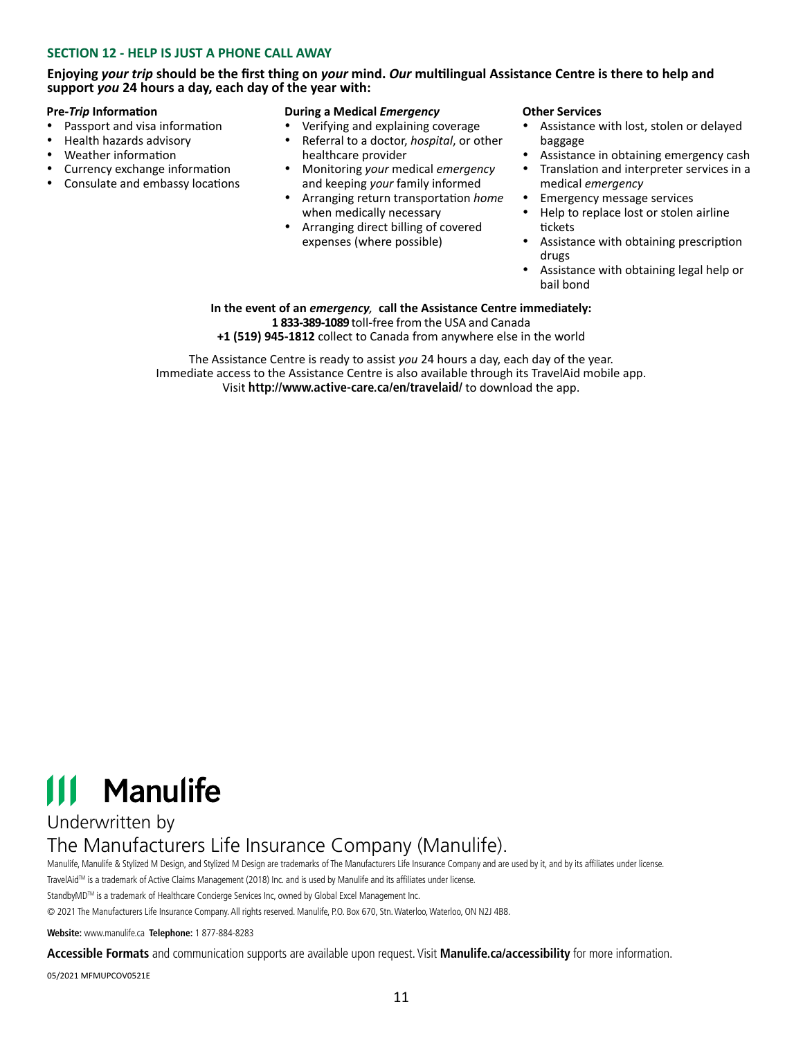## SECTION 12 - HELP IS JUST A PHONE CALL AWAY

**Enjoying *your trip* should be the first thing on *your* mind. *Our* multilingual Assistance Centre is there to help and support *you* 24 hours a day, each day of the year with:**

**Pre-*Trip* Information**

- Passport and visa information
- Health hazards advisory
- Weather information
- Currency exchange information
- Consulate and embassy locations

**During a Medical *Emergency***

- Verifying and explaining coverage
- Referral to a doctor, *hospital*, or other healthcare provider
- Monitoring *your* medical *emergency* and keeping *your* family informed
- Arranging return transportation *home* when medically necessary
- Arranging direct billing of covered expenses (where possible)

**Other Services**

- Assistance with lost, stolen or delayed baggage
- Assistance in obtaining emergency cash
- Translation and interpreter services in a medical *emergency*
- Emergency message services
- Help to replace lost or stolen airline tickets
- Assistance with obtaining prescription drugs
- Assistance with obtaining legal help or bail bond

**In the event of an *emergency*, call the Assistance Centre immediately:**
**1 833-389-1089** toll-free from the USA and Canada
**+1 (519) 945-1812** collect to Canada from anywhere else in the world

The Assistance Centre is ready to assist *you* 24 hours a day, each day of the year.
Immediate access to the Assistance Centre is also available through its TravelAid mobile app.
Visit **http://www.active-care.ca/en/travelaid/** to download the app.

**Manulife**

Underwritten by
The Manufacturers Life Insurance Company (Manulife).

Manulife, Manulife & Stylized M Design, and Stylized M Design are trademarks of The Manufacturers Life Insurance Company and are used by it, and by its affiliates under license.

TravelAid™ is a trademark of Active Claims Management (2018) Inc. and is used by Manulife and its affiliates under license.

StandbyMD™ is a trademark of Healthcare Concierge Services Inc, owned by Global Excel Management Inc.

© 2021 The Manufacturers Life Insurance Company. All rights reserved. Manulife, P.O. Box 670, Stn. Waterloo, Waterloo, ON N2J 4B8.

**Website:** www.manulife.ca **Telephone:** 1 877-884-8283

**Accessible Formats** and communication supports are available upon request. Visit **Manulife.ca/accessibility** for more information.

05/2021 MFMUPCOV0521E